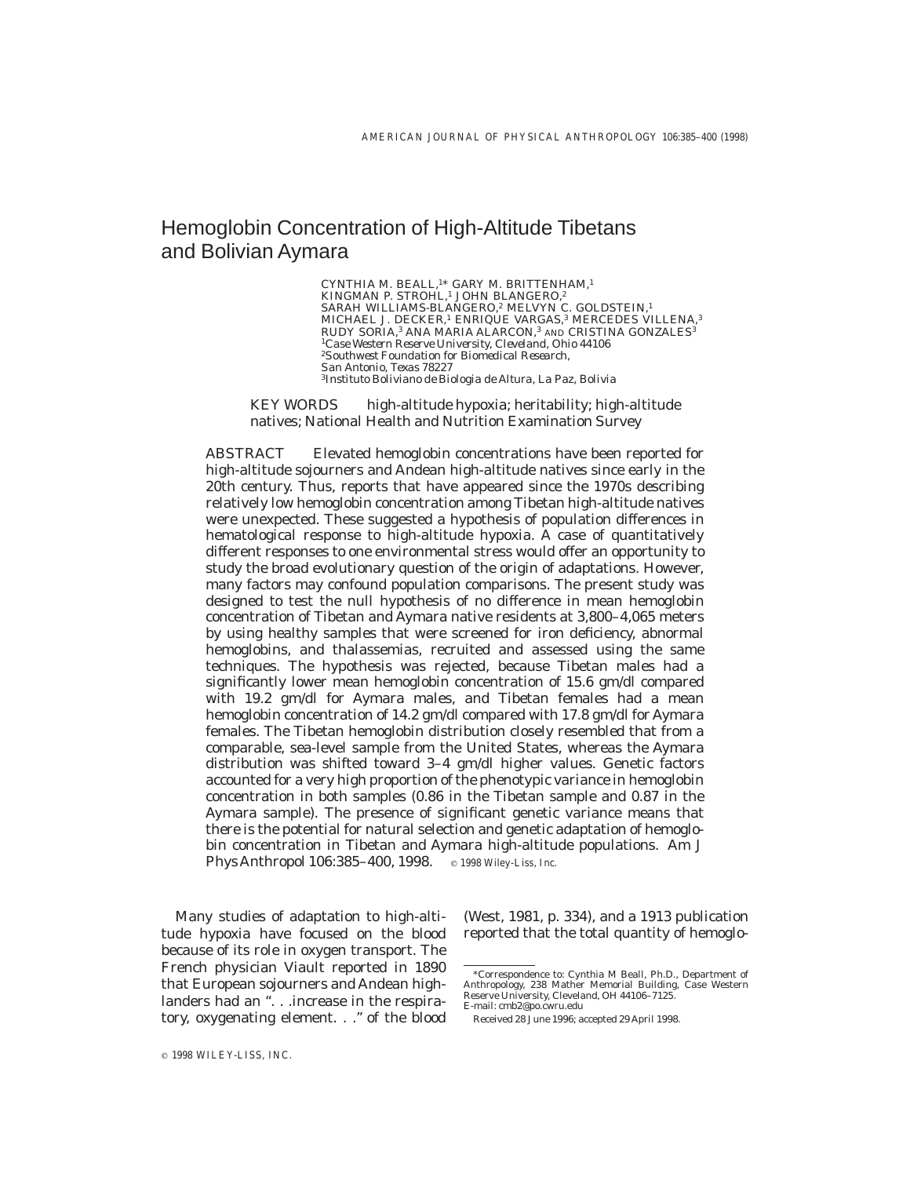# Hemoglobin Concentration of High-Altitude Tibetans and Bolivian Aymara

CYNTHIA M. BEALL,[1]* GARY M. BRITTENHAM,[1] KINGMAN P. STROHL,[1] JOHN BLANGERO,[2] SARAH WILLIAMS-BLANGERO,[2] MELVYN C. GOLDSTEIN,[1] MICHAEL J. DECKER,[1] ENRIQUE VARGAS,[3] MERCEDES VILLENA,[3] RUDY SORIA,[3] ANA MARIA ALARCON,[3] AND CRISTINA GONZALES[3]

[1] *Case Western Reserve University, Cleveland, Ohio 44106*
[2] *Southwest Foundation for Biomedical Research, San Antonio, Texas 78227*
[3] *Instituto Boliviano de Biologia de Altura, La Paz, Bolivia*

KEY WORDS high-altitude hypoxia; heritability; high-altitude natives; National Health and Nutrition Examination Survey

ABSTRACT Elevated hemoglobin concentrations have been reported for high-altitude sojourners and Andean high-altitude natives since early in the 20th century. Thus, reports that have appeared since the 1970s describing relatively low hemoglobin concentration among Tibetan high-altitude natives were unexpected. These suggested a hypothesis of population differences in hematological response to high-altitude hypoxia. A case of quantitatively different responses to one environmental stress would offer an opportunity to study the broad evolutionary question of the origin of adaptations. However, many factors may confound population comparisons. The present study was designed to test the null hypothesis of no difference in mean hemoglobin concentration of Tibetan and Aymara native residents at 3,800–4,065 meters by using healthy samples that were screened for iron deficiency, abnormal hemoglobins, and thalassemias, recruited and assessed using the same techniques. The hypothesis was rejected, because Tibetan males had a significantly lower mean hemoglobin concentration of 15.6 gm/dl compared with 19.2 gm/dl for Aymara males, and Tibetan females had a mean hemoglobin concentration of 14.2 gm/dl compared with 17.8 gm/dl for Aymara females. The Tibetan hemoglobin distribution closely resembled that from a comparable, sea-level sample from the United States, whereas the Aymara distribution was shifted toward 3–4 gm/dl higher values. Genetic factors accounted for a very high proportion of the phenotypic variance in hemoglobin concentration in both samples (0.86 in the Tibetan sample and 0.87 in the Aymara sample). The presence of significant genetic variance means that there is the potential for natural selection and genetic adaptation of hemoglobin concentration in Tibetan and Aymara high-altitude populations. Am J Phys Anthropol 106:385–400, 1998. © 1998 Wiley-Liss, Inc.

Many studies of adaptation to high-altitude hypoxia have focused on the blood because of its role in oxygen transport. The French physician Viault reported in 1890 that European sojourners and Andean highlanders had an ". . .increase in the respiratory, oxygenating element. . ." of the blood (West, 1981, p. 334), and a 1913 publication reported that the total quantity of hemoglo-

*Correspondence to: Cynthia M Beall, Ph.D., Department of Anthropology, 238 Mather Memorial Building, Case Western Reserve University, Cleveland, OH 44106–7125. E-mail: cmb2@po.cwru.edu

Received 28 June 1996; accepted 29 April 1998.

© 1998 WILEY-LISS, INC.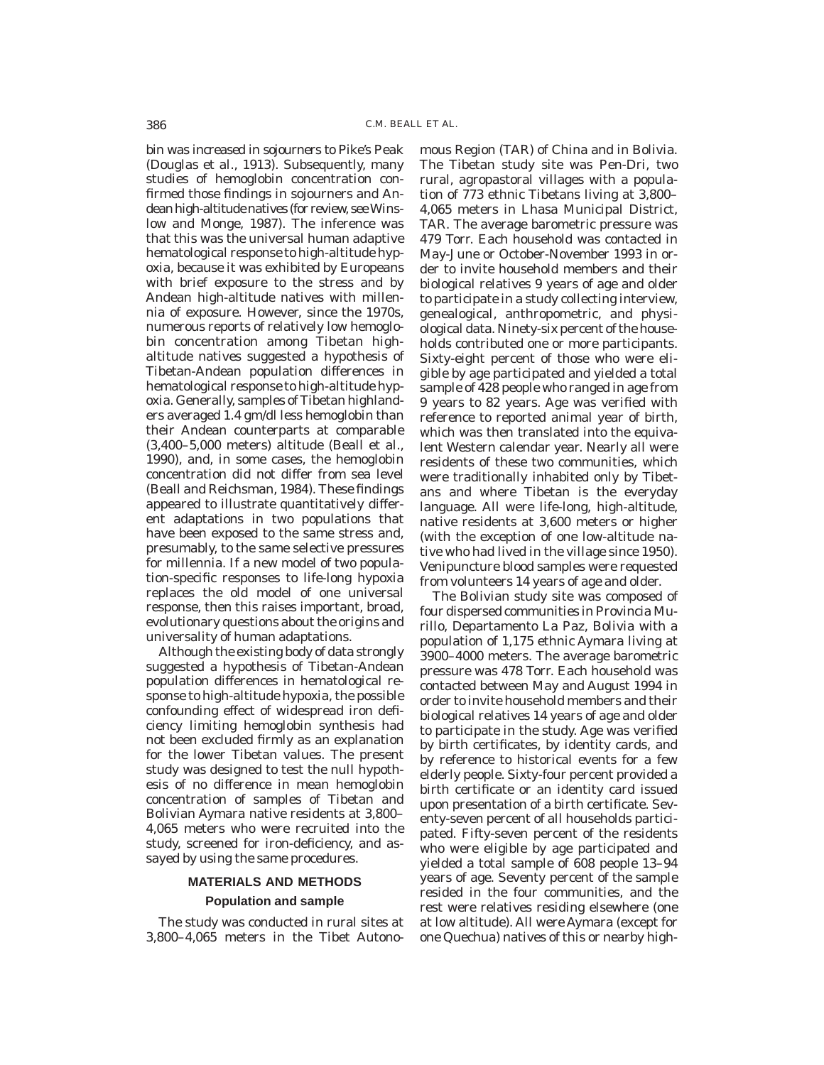bin was increased in sojourners to Pike's Peak (Douglas et al., 1913). Subsequently, many studies of hemoglobin concentration confirmed those findings in sojourners and Andean high-altitude natives (for review, see Winslow and Monge, 1987). The inference was that this was the universal human adaptive hematological response to high-altitude hypoxia, because it was exhibited by Europeans with brief exposure to the stress and by Andean high-altitude natives with millennia of exposure. However, since the 1970s, numerous reports of relatively low hemoglobin concentration among Tibetan high-altitude natives suggested a hypothesis of Tibetan-Andean population differences in hematological response to high-altitude hypoxia. Generally, samples of Tibetan highlanders averaged 1.4 gm/dl less hemoglobin than their Andean counterparts at comparable (3,400–5,000 meters) altitude (Beall et al., 1990), and, in some cases, the hemoglobin concentration did not differ from sea level (Beall and Reichsman, 1984). These findings appeared to illustrate quantitatively different adaptations in two populations that have been exposed to the same stress and, presumably, to the same selective pressures for millennia. If a new model of two population-specific responses to life-long hypoxia replaces the old model of one universal response, then this raises important, broad, evolutionary questions about the origins and universality of human adaptations.

Although the existing body of data strongly suggested a hypothesis of Tibetan-Andean population differences in hematological response to high-altitude hypoxia, the possible confounding effect of widespread iron deficiency limiting hemoglobin synthesis had not been excluded firmly as an explanation for the lower Tibetan values. The present study was designed to test the null hypothesis of no difference in mean hemoglobin concentration of samples of Tibetan and Bolivian Aymara native residents at 3,800–4,065 meters who were recruited into the study, screened for iron-deficiency, and assayed by using the same procedures.

## MATERIALS AND METHODS

### Population and sample

The study was conducted in rural sites at 3,800–4,065 meters in the Tibet Autonomous Region (TAR) of China and in Bolivia. The Tibetan study site was Pen-Dri, two rural, agropastoral villages with a population of 773 ethnic Tibetans living at 3,800–4,065 meters in Lhasa Municipal District, TAR. The average barometric pressure was 479 Torr. Each household was contacted in May-June or October-November 1993 in order to invite household members and their biological relatives 9 years of age and older to participate in a study collecting interview, genealogical, anthropometric, and physiological data. Ninety-six percent of the households contributed one or more participants. Sixty-eight percent of those who were eligible by age participated and yielded a total sample of 428 people who ranged in age from 9 years to 82 years. Age was verified with reference to reported animal year of birth, which was then translated into the equivalent Western calendar year. Nearly all were residents of these two communities, which were traditionally inhabited only by Tibetans and where Tibetan is the everyday language. All were life-long, high-altitude, native residents at 3,600 meters or higher (with the exception of one low-altitude native who had lived in the village since 1950). Venipuncture blood samples were requested from volunteers 14 years of age and older.

The Bolivian study site was composed of four dispersed communities in Provincia Murillo, Departamento La Paz, Bolivia with a population of 1,175 ethnic Aymara living at 3900–4000 meters. The average barometric pressure was 478 Torr. Each household was contacted between May and August 1994 in order to invite household members and their biological relatives 14 years of age and older to participate in the study. Age was verified by birth certificates, by identity cards, and by reference to historical events for a few elderly people. Sixty-four percent provided a birth certificate or an identity card issued upon presentation of a birth certificate. Seventy-seven percent of all households participated. Fifty-seven percent of the residents who were eligible by age participated and yielded a total sample of 608 people 13–94 years of age. Seventy percent of the sample resided in the four communities, and the rest were relatives residing elsewhere (one at low altitude). All were Aymara (except for one Quechua) natives of this or nearby high-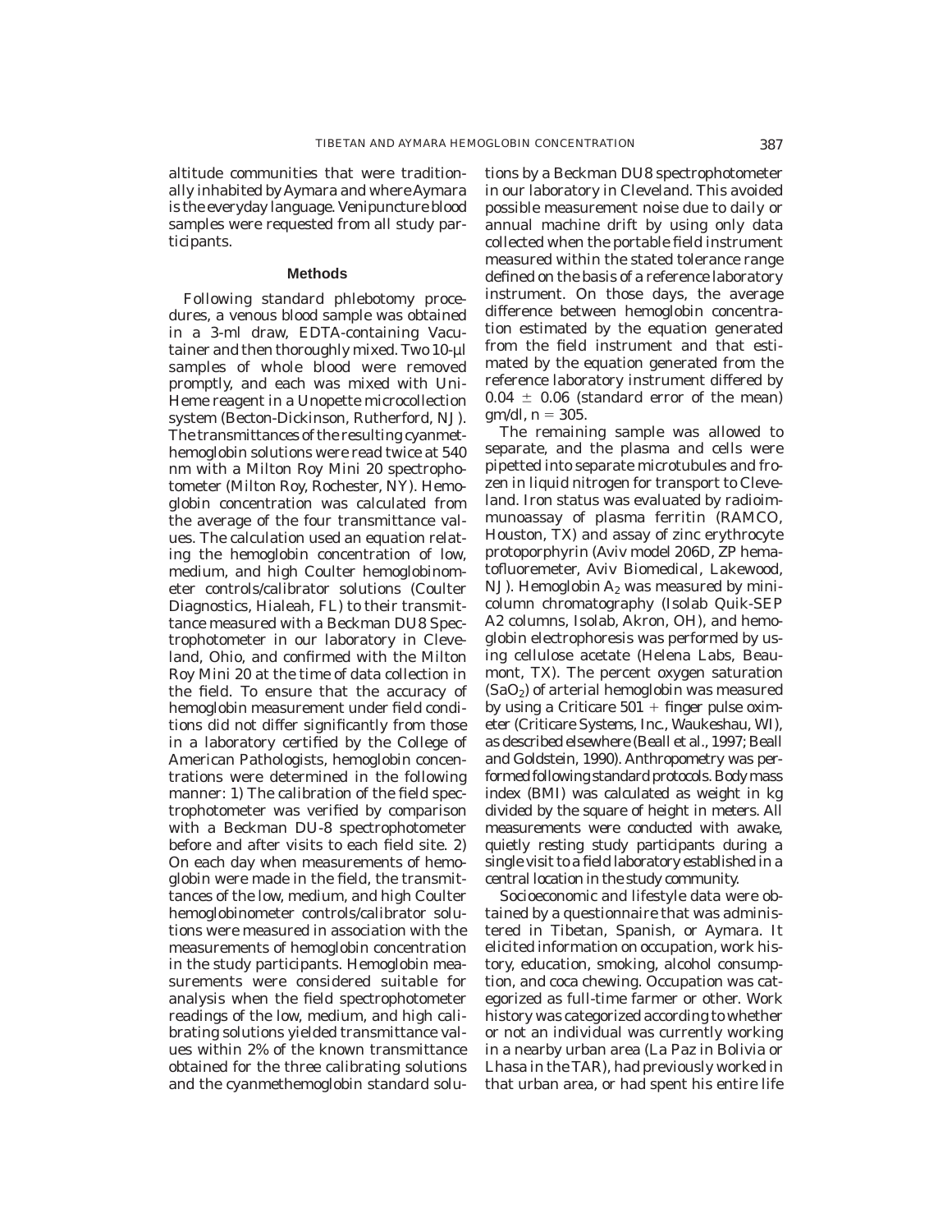altitude communities that were traditionally inhabited by Aymara and where Aymara is the everyday language. Venipuncture blood samples were requested from all study participants.

## Methods

Following standard phlebotomy procedures, a venous blood sample was obtained in a 3-ml draw, EDTA-containing Vacutainer and then thoroughly mixed. Two 10-µl samples of whole blood were removed promptly, and each was mixed with Uni-Heme reagent in a Unopette microcollection system (Becton-Dickinson, Rutherford, NJ). The transmittances of the resulting cyanmethemoglobin solutions were read twice at 540 nm with a Milton Roy Mini 20 spectrophotometer (Milton Roy, Rochester, NY). Hemoglobin concentration was calculated from the average of the four transmittance values. The calculation used an equation relating the hemoglobin concentration of low, medium, and high Coulter hemoglobinometer controls/calibrator solutions (Coulter Diagnostics, Hialeah, FL) to their transmittance measured with a Beckman DU8 Spectrophotometer in our laboratory in Cleveland, Ohio, and confirmed with the Milton Roy Mini 20 at the time of data collection in the field. To ensure that the accuracy of hemoglobin measurement under field conditions did not differ significantly from those in a laboratory certified by the College of American Pathologists, hemoglobin concentrations were determined in the following manner: 1) The calibration of the field spectrophotometer was verified by comparison with a Beckman DU-8 spectrophotometer before and after visits to each field site. 2) On each day when measurements of hemoglobin were made in the field, the transmittances of the low, medium, and high Coulter hemoglobinometer controls/calibrator solutions were measured in association with the measurements of hemoglobin concentration in the study participants. Hemoglobin measurements were considered suitable for analysis when the field spectrophotometer readings of the low, medium, and high calibrating solutions yielded transmittance values within 2% of the known transmittance obtained for the three calibrating solutions and the cyanmethemoglobin standard solutions by a Beckman DU8 spectrophotometer in our laboratory in Cleveland. This avoided possible measurement noise due to daily or annual machine drift by using only data collected when the portable field instrument measured within the stated tolerance range defined on the basis of a reference laboratory instrument. On those days, the average difference between hemoglobin concentration estimated by the equation generated from the field instrument and that estimated by the equation generated from the reference laboratory instrument differed by $0.04 \pm 0.06$ (standard error of the mean) gm/dl, $n = 305$.

The remaining sample was allowed to separate, and the plasma and cells were pipetted into separate microtubules and frozen in liquid nitrogen for transport to Cleveland. Iron status was evaluated by radioimmunoassay of plasma ferritin (RAMCO, Houston, TX) and assay of zinc erythrocyte protoporphyrin (Aviv model 206D, ZP hematofluorometer, Aviv Biomedical, Lakewood, NJ). Hemoglobin $A_2$ was measured by minicolumn chromatography (Isolab Quik-SEP A2 columns, Isolab, Akron, OH), and hemoglobin electrophoresis was performed by using cellulose acetate (Helena Labs, Beaumont, TX). The percent oxygen saturation ($SaO_2$) of arterial hemoglobin was measured by using a Criticare 501 + finger pulse oximeter (Criticare Systems, Inc., Waukeshau, WI), as described elsewhere (Beall et al., 1997; Beall and Goldstein, 1990). Anthropometry was performed following standard protocols. Body mass index (BMI) was calculated as weight in kg divided by the square of height in meters. All measurements were conducted with awake, quietly resting study participants during a single visit to a field laboratory established in a central location in the study community.

Socioeconomic and lifestyle data were obtained by a questionnaire that was administered in Tibetan, Spanish, or Aymara. It elicited information on occupation, work history, education, smoking, alcohol consumption, and coca chewing. Occupation was categorized as full-time farmer or other. Work history was categorized according to whether or not an individual was currently working in a nearby urban area (La Paz in Bolivia or Lhasa in the TAR), had previously worked in that urban area, or had spent his entire life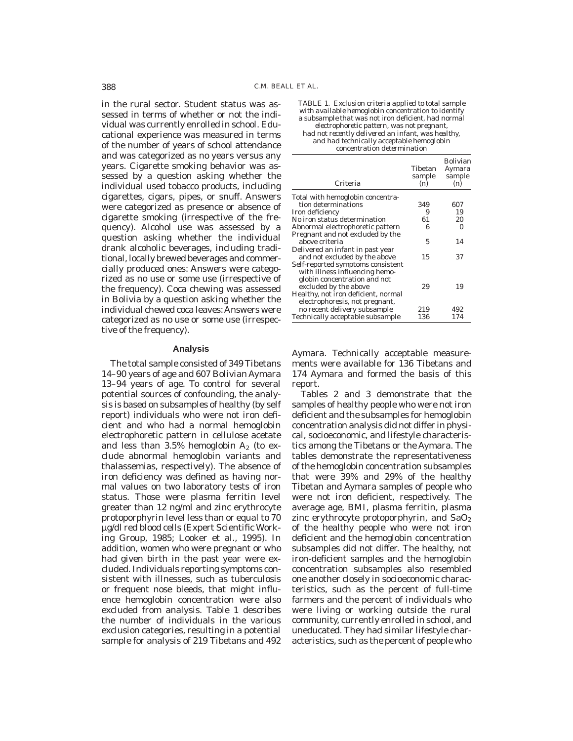in the rural sector. Student status was assessed in terms of whether or not the individual was currently enrolled in school. Educational experience was measured in terms of the number of years of school attendance and was categorized as no years versus any years. Cigarette smoking behavior was assessed by a question asking whether the individual used tobacco products, including cigarettes, cigars, pipes, or snuff. Answers were categorized as presence or absence of cigarette smoking (irrespective of the frequency). Alcohol use was assessed by a question asking whether the individual drank alcoholic beverages, including traditional, locally brewed beverages and commercially produced ones: Answers were categorized as no use or some use (irrespective of the frequency). Coca chewing was assessed in Bolivia by a question asking whether the individual chewed coca leaves: Answers were categorized as no use or some use (irrespective of the frequency).

### Analysis

The total sample consisted of 349 Tibetans 14–90 years of age and 607 Bolivian Aymara 13–94 years of age. To control for several potential sources of confounding, the analysis is based on subsamples of healthy (by self report) individuals who were not iron deficient and who had a normal hemoglobin electrophoretic pattern in cellulose acetate and less than 3.5% hemoglobin $A_2$ (to exclude abnormal hemoglobin variants and thalassemias, respectively). The absence of iron deficiency was defined as having normal values on two laboratory tests of iron status. Those were plasma ferritin level greater than 12 ng/ml and zinc erythrocyte protoporphyrin level less than or equal to 70 µg/dl red blood cells (Expert Scientific Working Group, 1985; Looker et al., 1995). In addition, women who were pregnant or who had given birth in the past year were excluded. Individuals reporting symptoms consistent with illnesses, such as tuberculosis or frequent nose bleeds, that might influence hemoglobin concentration were also excluded from analysis. Table 1 describes the number of individuals in the various exclusion categories, resulting in a potential sample for analysis of 219 Tibetans and 492 Aymara. Technically acceptable measurements were available for 136 Tibetans and 174 Aymara and formed the basis of this report.

TABLE 1. *Exclusion criteria applied to total sample with available hemoglobin concentration to identify a subsample that was not iron deficient, had normal electrophoretic pattern, was not pregnant, had not recently delivered an infant, was healthy, and had technically acceptable hemoglobin concentration determination*

| Criteria | Tibetan sample (n) | Bolivian Aymara sample (n) |
|---|---|---|
| Total with hemoglobin concentration determinations | 349 | 607 |
| Iron deficiency | 9 | 19 |
| No iron status determination | 61 | 20 |
| Abnormal electrophoretic pattern | 6 | 0 |
| Pregnant and not excluded by the above criteria | 5 | 14 |
| Delivered an infant in past year and not excluded by the above | 15 | 37 |
| Self-reported symptoms consistent with illness influencing hemoglobin concentration and not excluded by the above | 29 | 19 |
| Healthy, not iron deficient, normal electrophoresis, not pregnant, no recent delivery subsample | 219 | 492 |
| Technically acceptable subsample | 136 | 174 |

Tables 2 and 3 demonstrate that the samples of healthy people who were not iron deficient and the subsamples for hemoglobin concentration analysis did not differ in physical, socioeconomic, and lifestyle characteristics among the Tibetans or the Aymara. The tables demonstrate the representativeness of the hemoglobin concentration subsamples that were 39% and 29% of the healthy Tibetan and Aymara samples of people who were not iron deficient, respectively. The average age, BMI, plasma ferritin, plasma zinc erythrocyte protoporphyrin, and $SaO_2$ of the healthy people who were not iron deficient and the hemoglobin concentration subsamples did not differ. The healthy, not iron-deficient samples and the hemoglobin concentration subsamples also resembled one another closely in socioeconomic characteristics, such as the percent of full-time farmers and the percent of individuals who were living or working outside the rural community, currently enrolled in school, and uneducated. They had similar lifestyle characteristics, such as the percent of people who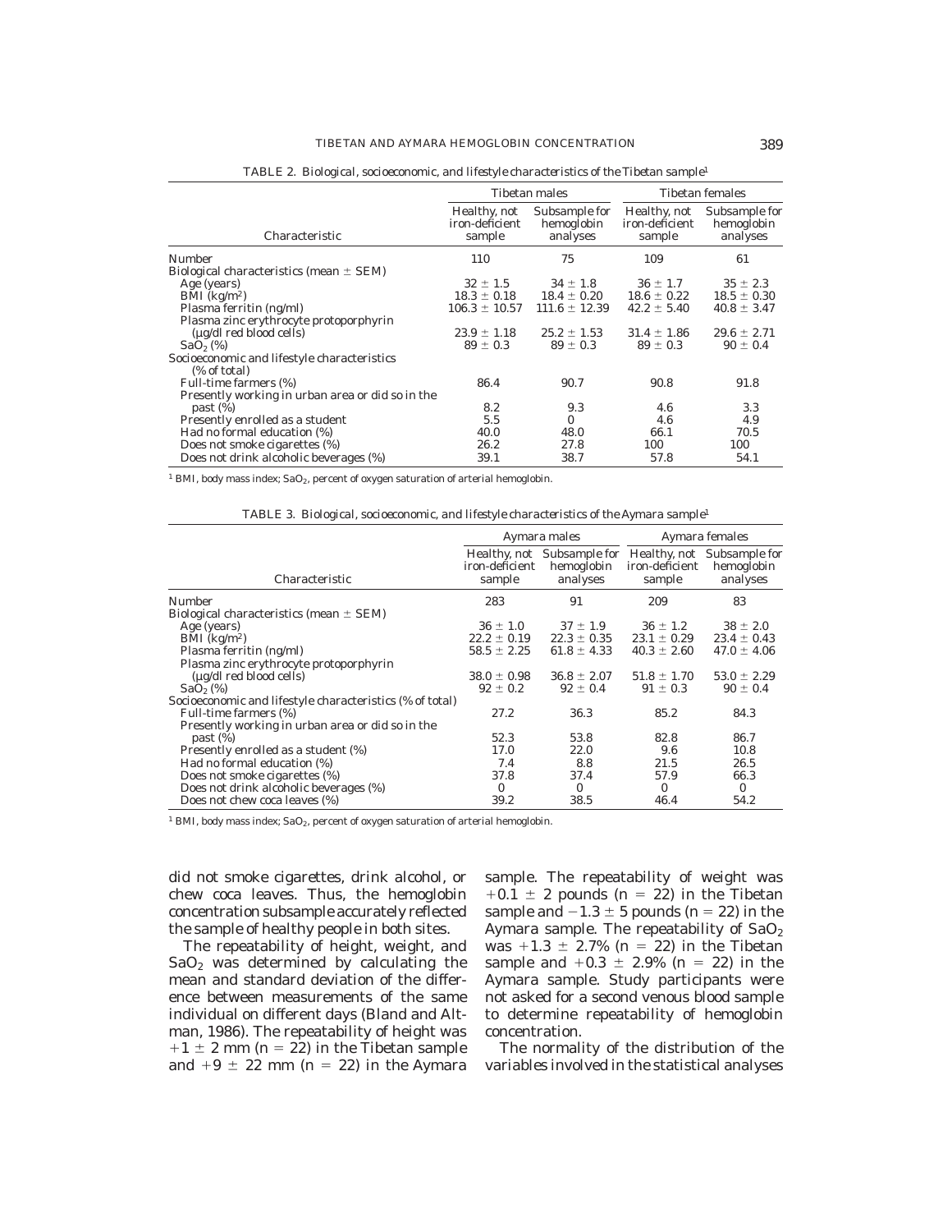TABLE 2. *Biological, socioeconomic, and lifestyle characteristics of the Tibetan sample*[1]

| Characteristic | Tibetan males | | Tibetan females | |
|---|---|---|---|---|
| | Healthy, not iron-deficient sample | Subsample for hemoglobin analyses | Healthy, not iron-deficient sample | Subsample for hemoglobin analyses |
| Number | 110 | 75 | 109 | 61 |
| Biological characteristics (mean ± SEM) | | | | |
| Age (years) | 32 ± 1.5 | 34 ± 1.8 | 36 ± 1.7 | 35 ± 2.3 |
| BMI ($kg/m^2$) | 18.3 ± 0.18 | 18.4 ± 0.20 | 18.6 ± 0.22 | 18.5 ± 0.30 |
| Plasma ferritin (ng/ml) | 106.3 ± 10.57 | 111.6 ± 12.39 | 42.2 ± 5.40 | 40.8 ± 3.47 |
| Plasma zinc erythrocyte protoporphyrin (μg/dl red blood cells) | 23.9 ± 1.18 | 25.2 ± 1.53 | 31.4 ± 1.86 | 29.6 ± 2.71 |
| $SaO_2$ (%) | 89 ± 0.3 | 89 ± 0.3 | 89 ± 0.3 | 90 ± 0.4 |
| Socioeconomic and lifestyle characteristics (% of total) | | | | |
| Full-time farmers (%) | 86.4 | 90.7 | 90.8 | 91.8 |
| Presently working in urban area or did so in the past (%) | 8.2 | 9.3 | 4.6 | 3.3 |
| Presently enrolled as a student | 5.5 | 0 | 4.6 | 4.9 |
| Had no formal education (%) | 40.0 | 48.0 | 66.1 | 70.5 |
| Does not smoke cigarettes (%) | 26.2 | 27.8 | 100 | 100 |
| Does not drink alcoholic beverages (%) | 39.1 | 38.7 | 57.8 | 54.1 |

[1] BMI, body mass index; $SaO_2$, percent of oxygen saturation of arterial hemoglobin.

TABLE 3. *Biological, socioeconomic, and lifestyle characteristics of the Aymara sample*[1]

| Characteristic | Aymara males | | Aymara females | |
|---|---|---|---|---|
| | Healthy, not iron-deficient sample | Subsample for hemoglobin analyses | Healthy, not iron-deficient sample | Subsample for hemoglobin analyses |
| Number | 283 | 91 | 209 | 83 |
| Biological characteristics (mean ± SEM) | | | | |
| Age (years) | 36 ± 1.0 | 37 ± 1.9 | 36 ± 1.2 | 38 ± 2.0 |
| BMI ($kg/m^2$) | 22.2 ± 0.19 | 22.3 ± 0.35 | 23.1 ± 0.29 | 23.4 ± 0.43 |
| Plasma ferritin (ng/ml) | 58.5 ± 2.25 | 61.8 ± 4.33 | 40.3 ± 2.60 | 47.0 ± 4.06 |
| Plasma zinc erythrocyte protoporphyrin (μg/dl red blood cells) | 38.0 ± 0.98 | 36.8 ± 2.07 | 51.8 ± 1.70 | 53.0 ± 2.29 |
| $SaO_2$ (%) | 92 ± 0.2 | 92 ± 0.4 | 91 ± 0.3 | 90 ± 0.4 |
| Socioeconomic and lifestyle characteristics (% of total) | | | | |
| Full-time farmers (%) | 27.2 | 36.3 | 85.2 | 84.3 |
| Presently working in urban area or did so in the past (%) | 52.3 | 53.8 | 82.8 | 86.7 |
| Presently enrolled as a student (%) | 17.0 | 22.0 | 9.6 | 10.8 |
| Had no formal education (%) | 7.4 | 8.8 | 21.5 | 26.5 |
| Does not smoke cigarettes (%) | 37.8 | 37.4 | 57.9 | 66.3 |
| Does not drink alcoholic beverages (%) | 0 | 0 | 0 | 0 |
| Does not chew coca leaves (%) | 39.2 | 38.5 | 46.4 | 54.2 |

[1] BMI, body mass index; $SaO_2$, percent of oxygen saturation of arterial hemoglobin.

did not smoke cigarettes, drink alcohol, or chew coca leaves. Thus, the hemoglobin concentration subsample accurately reflected the sample of healthy people in both sites.

The repeatability of height, weight, and $SaO_2$ was determined by calculating the mean and standard deviation of the difference between measurements of the same individual on different days (Bland and Altman, 1986). The repeatability of height was $+1 \pm 2$ mm ($n = 22$) in the Tibetan sample and $+9 \pm 22$ mm ($n = 22$) in the Aymara sample. The repeatability of weight was $+0.1 \pm 2$ pounds ($n = 22$) in the Tibetan sample and $-1.3 \pm 5$ pounds ($n = 22$) in the Aymara sample. The repeatability of $SaO_2$ was $+1.3 \pm 2.7\%$ ($n = 22$) in the Tibetan sample and $+0.3 \pm 2.9\%$ ($n = 22$) in the Aymara sample. Study participants were not asked for a second venous blood sample to determine repeatability of hemoglobin concentration.

The normality of the distribution of the variables involved in the statistical analyses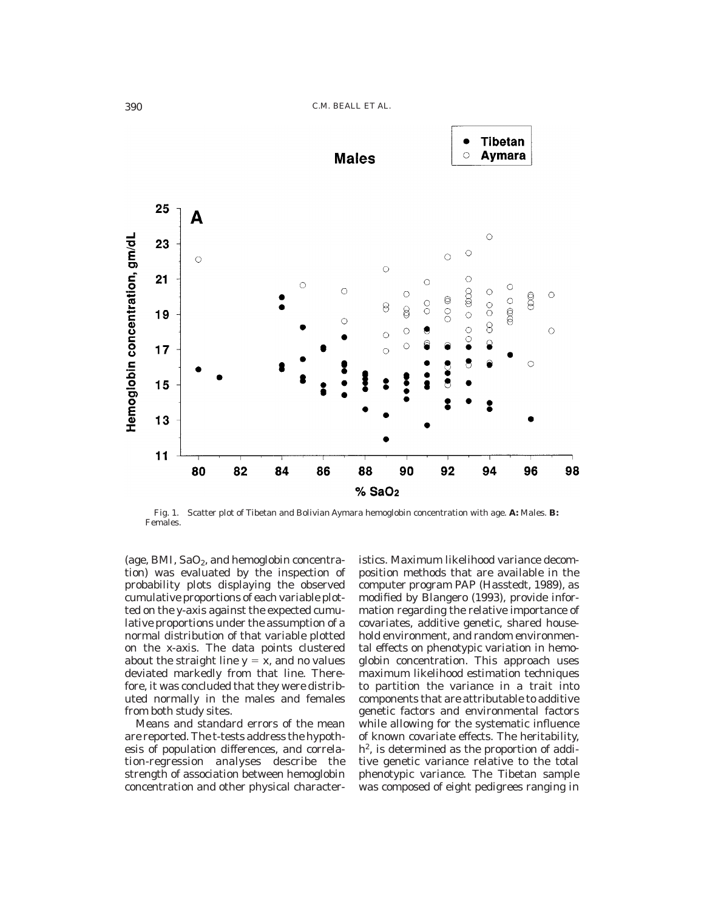Fig. 1. Scatter plot of Tibetan and Bolivian Aymara hemoglobin concentration with age. **A:** Males. **B:** Females.

(age, BMI, $SaO_2$, and hemoglobin concentration) was evaluated by the inspection of probability plots displaying the observed cumulative proportions of each variable plotted on the y-axis against the expected cumulative proportions under the assumption of a normal distribution of that variable plotted on the x-axis. The data points clustered about the straight line $y = x$, and no values deviated markedly from that line. Therefore, it was concluded that they were distributed normally in the males and females from both study sites.

Means and standard errors of the mean are reported. The t-tests address the hypothesis of population differences, and correlation-regression analyses describe the strength of association between hemoglobin concentration and other physical characteristics. Maximum likelihood variance decomposition methods that are available in the computer program PAP (Hasstedt, 1989), as modified by Blangero (1993), provide information regarding the relative importance of covariates, additive genetic, shared household environment, and random environmental effects on phenotypic variation in hemoglobin concentration. This approach uses maximum likelihood estimation techniques to partition the variance in a trait into components that are attributable to additive genetic factors and environmental factors while allowing for the systematic influence of known covariate effects. The heritability, $h^2$, is determined as the proportion of additive genetic variance relative to the total phenotypic variance. The Tibetan sample was composed of eight pedigrees ranging in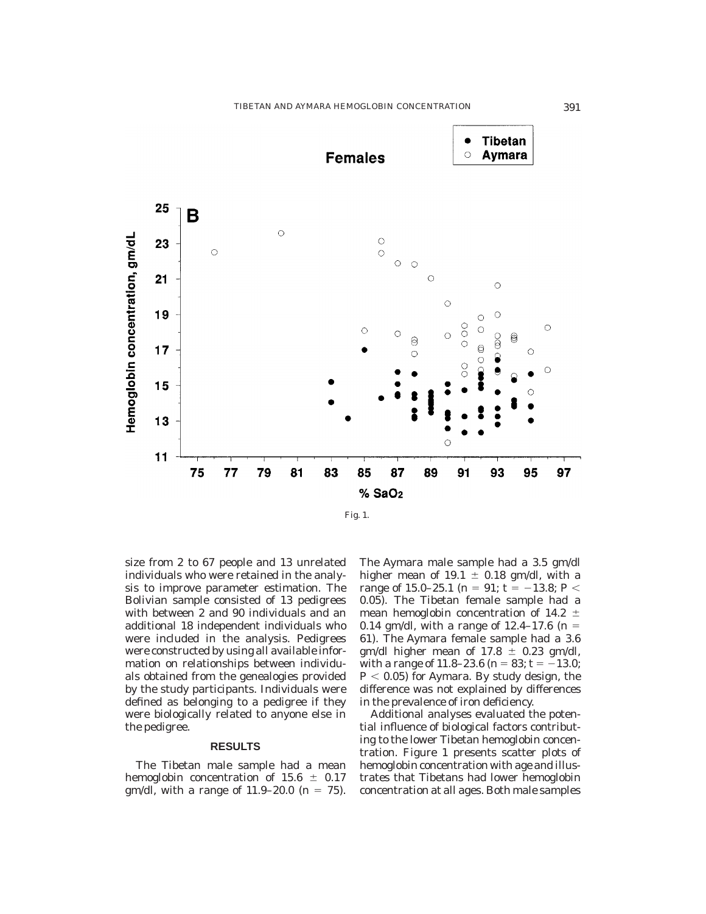Fig. 1.

size from 2 to 67 people and 13 unrelated individuals who were retained in the analysis to improve parameter estimation. The Bolivian sample consisted of 13 pedigrees with between 2 and 90 individuals and an additional 18 independent individuals who were included in the analysis. Pedigrees were constructed by using all available information on relationships between individuals obtained from the genealogies provided by the study participants. Individuals were defined as belonging to a pedigree if they were biologically related to anyone else in the pedigree.

## RESULTS

The Tibetan male sample had a mean hemoglobin concentration of $15.6 \pm 0.17$ gm/dl, with a range of 11.9–20.0 ($n = 75$). The Aymara male sample had a 3.5 gm/dl higher mean of $19.1 \pm 0.18$ gm/dl, with a range of 15.0–25.1 ($n = 91$; $t = -13.8$; $P < 0.05$). The Tibetan female sample had a mean hemoglobin concentration of $14.2 \pm 0.14$ gm/dl, with a range of 12.4–17.6 ($n = 61$). The Aymara female sample had a 3.6 gm/dl higher mean of $17.8 \pm 0.23$ gm/dl, with a range of 11.8–23.6 ($n = 83$; $t = -13.0$; $P < 0.05$) for Aymara. By study design, the difference was not explained by differences in the prevalence of iron deficiency.

Additional analyses evaluated the potential influence of biological factors contributing to the lower Tibetan hemoglobin concentration. Figure 1 presents scatter plots of hemoglobin concentration with age and illustrates that Tibetans had lower hemoglobin concentration at all ages. Both male samples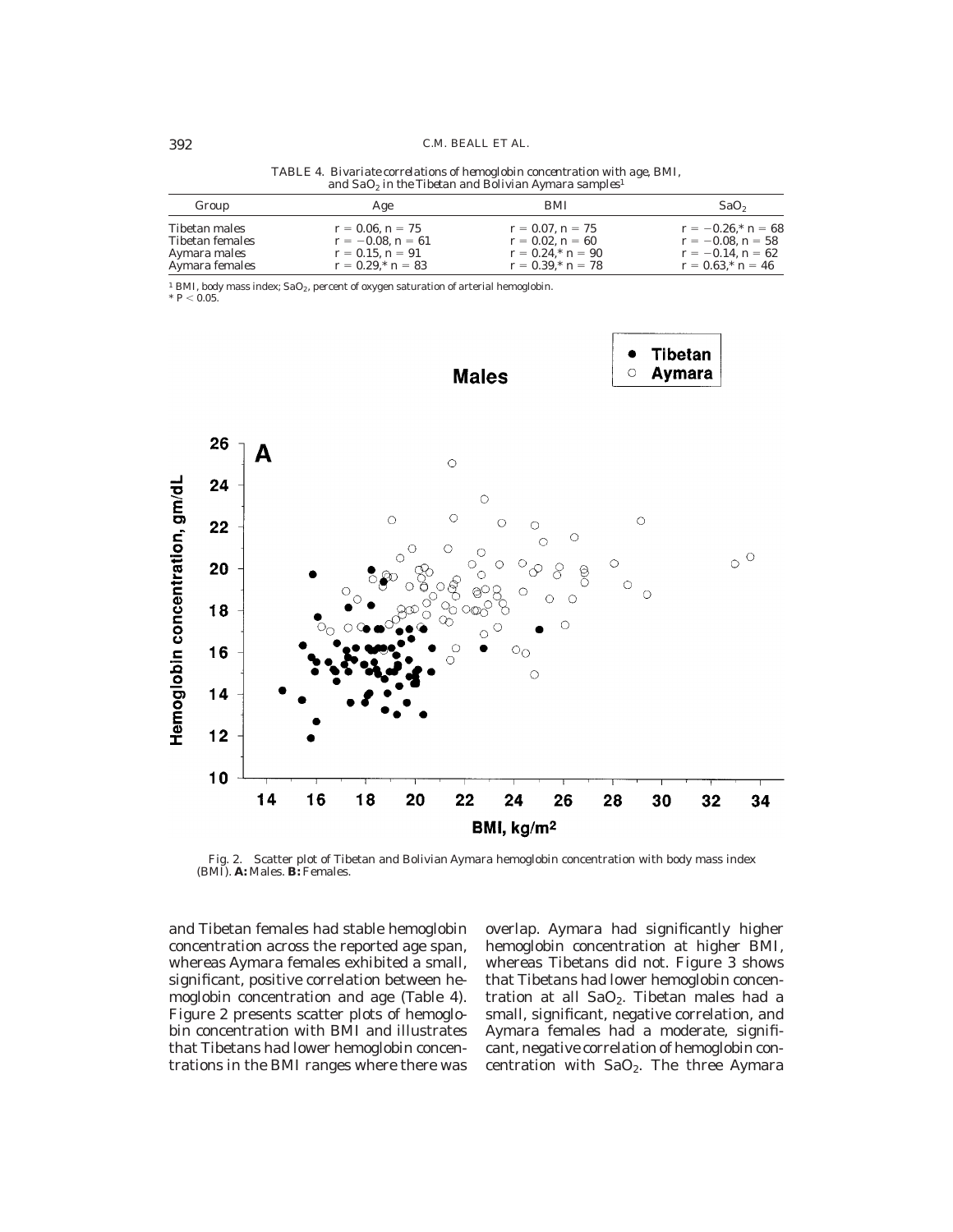TABLE 4. Bivariate correlations of hemoglobin concentration with age, BMI, and $SaO_2$ in the Tibetan and Bolivian Aymara samples[1]

| Group | Age | BMI | $SaO_2$ |
|---|---|---|---|
| Tibetan males | $r = 0.06, n = 75$ | $r = 0.07, n = 75$ | $r = -0.26,^* n = 68$ |
| Tibetan females | $r = -0.08, n = 61$ | $r = 0.02, n = 60$ | $r = -0.08, n = 58$ |
| Aymara males | $r = 0.15, n = 91$ | $r = 0.24,^* n = 90$ | $r = -0.14, n = 62$ |
| Aymara females | $r = 0.29,^* n = 83$ | $r = 0.39,^* n = 78$ | $r = 0.63,^* n = 46$ |

[1] BMI, body mass index; $SaO_2$, percent of oxygen saturation of arterial hemoglobin.
\* $P < 0.05$.

Fig. 2. Scatter plot of Tibetan and Bolivian Aymara hemoglobin concentration with body mass index (BMI). **A:** Males. **B:** Females.

and Tibetan females had stable hemoglobin concentration across the reported age span, whereas Aymara females exhibited a small, significant, positive correlation between hemoglobin concentration and age (Table 4). Figure 2 presents scatter plots of hemoglobin concentration with BMI and illustrates that Tibetans had lower hemoglobin concentrations in the BMI ranges where there was overlap. Aymara had significantly higher hemoglobin concentration at higher BMI, whereas Tibetans did not. Figure 3 shows that Tibetans had lower hemoglobin concentration at all $SaO_2$. Tibetan males had a small, significant, negative correlation, and Aymara females had a moderate, significant, negative correlation of hemoglobin concentration with $SaO_2$. The three Aymara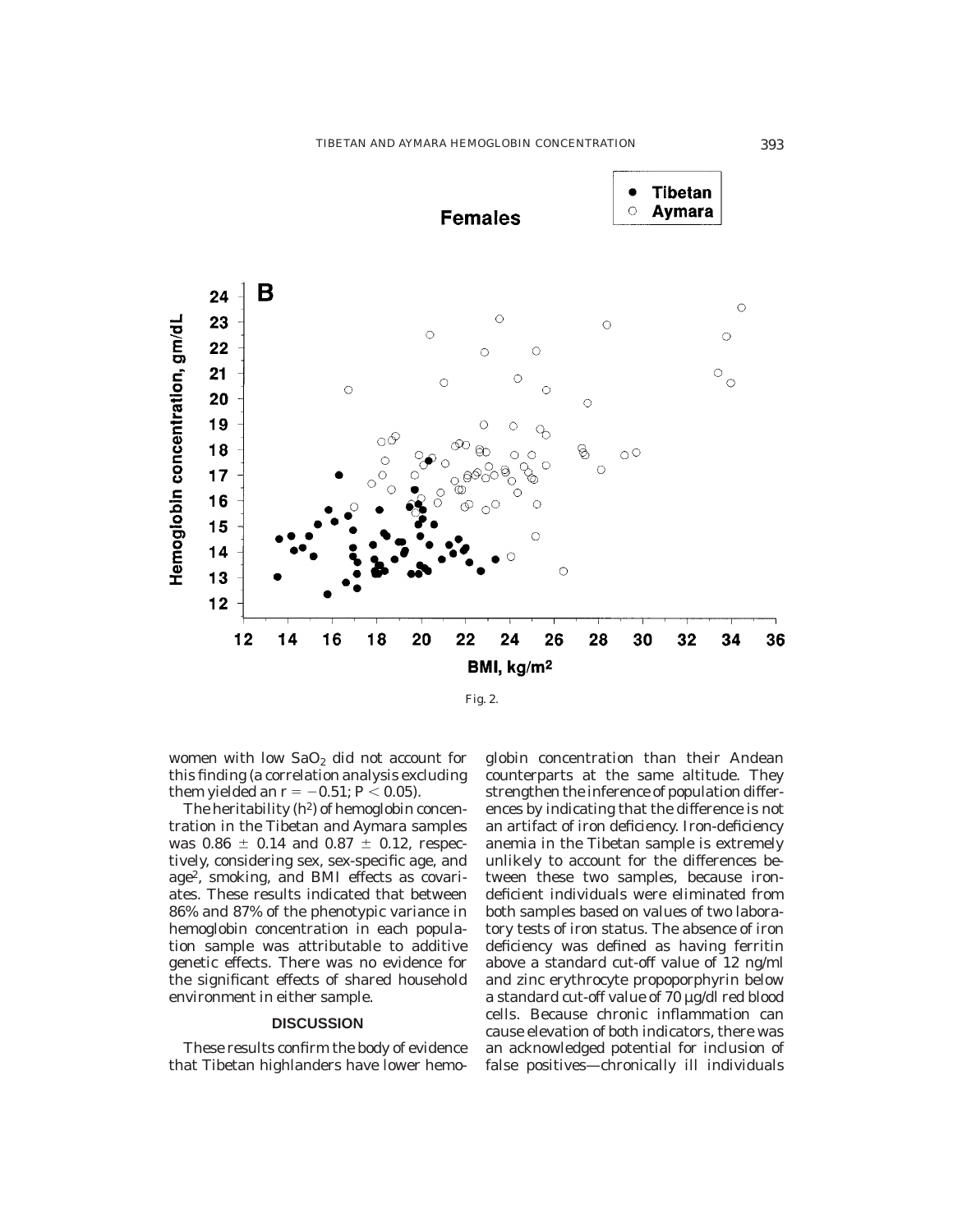Fig. 2.

women with low $SaO_2$ did not account for this finding (a correlation analysis excluding them yielded an $r = -0.51$; $P < 0.05$).

The heritability ($h^2$) of hemoglobin concentration in the Tibetan and Aymara samples was $0.86 \pm 0.14$ and $0.87 \pm 0.12$, respectively, considering sex, sex-specific age, and age$^2$, smoking, and BMI effects as covariates. These results indicated that between 86% and 87% of the phenotypic variance in hemoglobin concentration in each population sample was attributable to additive genetic effects. There was no evidence for the significant effects of shared household environment in either sample.

## DISCUSSION

These results confirm the body of evidence that Tibetan highlanders have lower hemoglobin concentration than their Andean counterparts at the same altitude. They strengthen the inference of population differences by indicating that the difference is not an artifact of iron deficiency. Iron-deficiency anemia in the Tibetan sample is extremely unlikely to account for the differences between these two samples, because iron-deficient individuals were eliminated from both samples based on values of two laboratory tests of iron status. The absence of iron deficiency was defined as having ferritin above a standard cut-off value of 12 ng/ml and zinc erythrocyte propoporphyrin below a standard cut-off value of 70 μg/dl red blood cells. Because chronic inflammation can cause elevation of both indicators, there was an acknowledged potential for inclusion of false positives—chronically ill individuals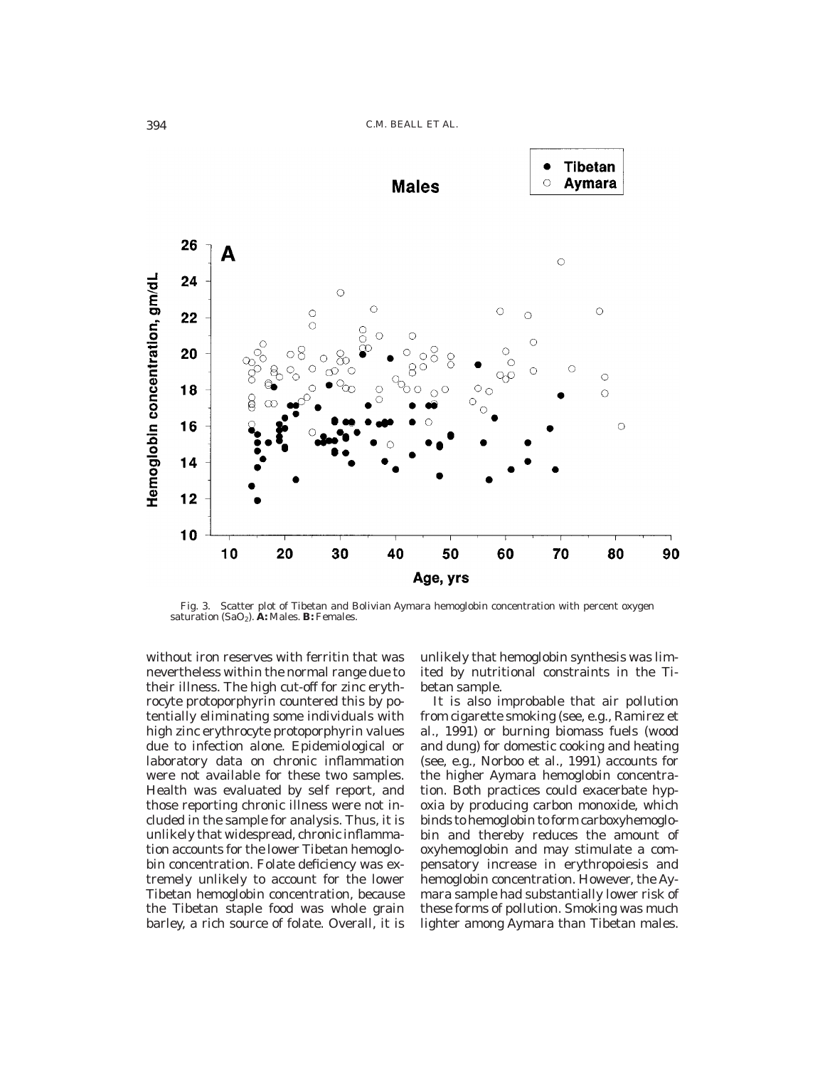Fig. 3. Scatter plot of Tibetan and Bolivian Aymara hemoglobin concentration with percent oxygen saturation ($SaO_2$). **A:** Males. **B:** Females.

without iron reserves with ferritin that was nevertheless within the normal range due to their illness. The high cut-off for zinc erythrocyte protoporphyrin countered this by potentially eliminating some individuals with high zinc erythrocyte protoporphyrin values due to infection alone. Epidemiological or laboratory data on chronic inflammation were not available for these two samples. Health was evaluated by self report, and those reporting chronic illness were not included in the sample for analysis. Thus, it is unlikely that widespread, chronic inflammation accounts for the lower Tibetan hemoglobin concentration. Folate deficiency was extremely unlikely to account for the lower Tibetan hemoglobin concentration, because the Tibetan staple food was whole grain barley, a rich source of folate. Overall, it is unlikely that hemoglobin synthesis was limited by nutritional constraints in the Tibetan sample.

It is also improbable that air pollution from cigarette smoking (see, e.g., Ramirez et al., 1991) or burning biomass fuels (wood and dung) for domestic cooking and heating (see, e.g., Norboo et al., 1991) accounts for the higher Aymara hemoglobin concentration. Both practices could exacerbate hypoxia by producing carbon monoxide, which binds to hemoglobin to form carboxyhemoglobin and thereby reduces the amount of oxyhemoglobin and may stimulate a compensatory increase in erythropoiesis and hemoglobin concentration. However, the Aymara sample had substantially lower risk of these forms of pollution. Smoking was much lighter among Aymara than Tibetan males.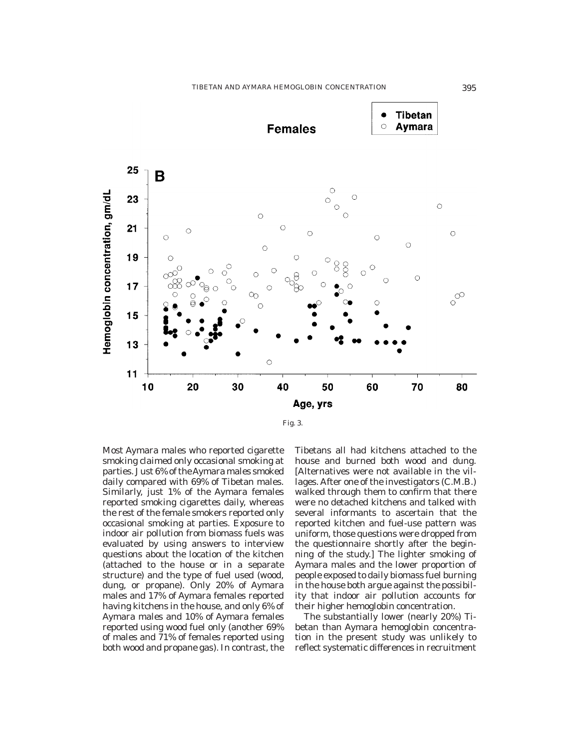Fig. 3.

Most Aymara males who reported cigarette smoking claimed only occasional smoking at parties. Just 6% of the Aymara males smoked daily compared with 69% of Tibetan males. Similarly, just 1% of the Aymara females reported smoking cigarettes daily, whereas the rest of the female smokers reported only occasional smoking at parties. Exposure to indoor air pollution from biomass fuels was evaluated by using answers to interview questions about the location of the kitchen (attached to the house or in a separate structure) and the type of fuel used (wood, dung, or propane). Only 20% of Aymara males and 17% of Aymara females reported having kitchens in the house, and only 6% of Aymara males and 10% of Aymara females reported using wood fuel only (another 69% of males and 71% of females reported using both wood and propane gas). In contrast, the Tibetans all had kitchens attached to the house and burned both wood and dung. [Alternatives were not available in the villages. After one of the investigators (C.M.B.) walked through them to confirm that there were no detached kitchens and talked with several informants to ascertain that the reported kitchen and fuel-use pattern was uniform, those questions were dropped from the questionnaire shortly after the beginning of the study.] The lighter smoking of Aymara males and the lower proportion of people exposed to daily biomass fuel burning in the house both argue against the possibility that indoor air pollution accounts for their higher hemoglobin concentration.

The substantially lower (nearly 20%) Tibetan than Aymara hemoglobin concentration in the present study was unlikely to reflect systematic differences in recruitment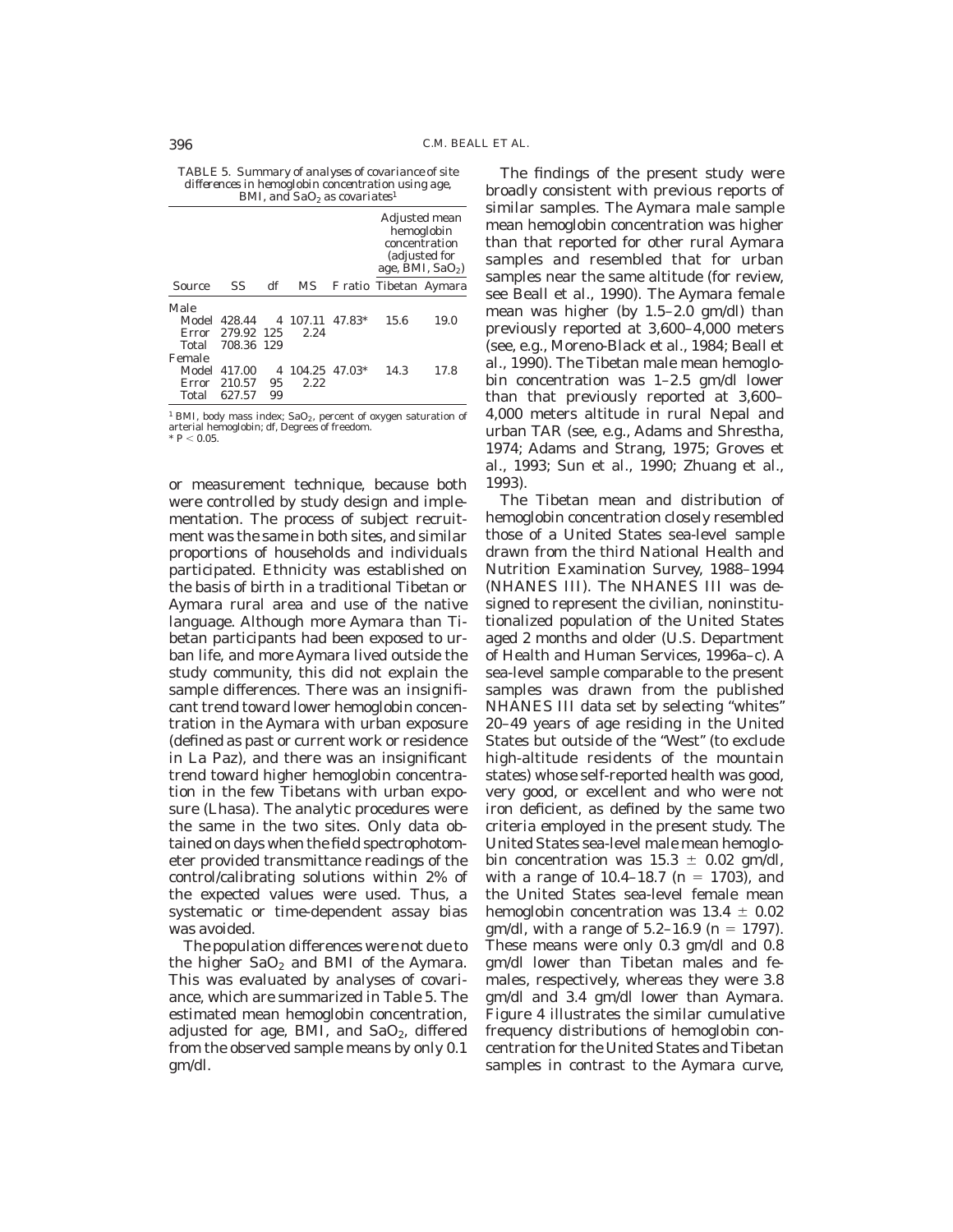TABLE 5. Summary of analyses of covariance of site differences in hemoglobin concentration using age, BMI, and $SaO_2$ as covariates[1]

| Source | SS | df | MS | F ratio | Adjusted mean hemoglobin concentration (adjusted for age, BMI, $SaO_2$) Tibetan | Aymara |
|---|---|---|---|---|---|---|
| Male | | | | | | |
| Model | 428.44 | 4 | 107.11 | 47.83* | 15.6 | 19.0 |
| Error | 279.92 | 125 | 2.24 | | | |
| Total | 708.36 | 129 | | | | |
| Female | | | | | | |
| Model | 417.00 | 4 | 104.25 | 47.03* | 14.3 | 17.8 |
| Error | 210.57 | 95 | 2.22 | | | |
| Total | 627.57 | 99 | | | | |

[1] BMI, body mass index; $SaO_2$, percent of oxygen saturation of arterial hemoglobin; df, Degrees of freedom.
* $P < 0.05$.

or measurement technique, because both were controlled by study design and implementation. The process of subject recruitment was the same in both sites, and similar proportions of households and individuals participated. Ethnicity was established on the basis of birth in a traditional Tibetan or Aymara rural area and use of the native language. Although more Aymara than Tibetan participants had been exposed to urban life, and more Aymara lived outside the study community, this did not explain the sample differences. There was an insignificant trend toward lower hemoglobin concentration in the Aymara with urban exposure (defined as past or current work or residence in La Paz), and there was an insignificant trend toward higher hemoglobin concentration in the few Tibetans with urban exposure (Lhasa). The analytic procedures were the same in the two sites. Only data obtained on days when the field spectrophotometer provided transmittance readings of the control/calibrating solutions within 2% of the expected values were used. Thus, a systematic or time-dependent assay bias was avoided.

The population differences were not due to the higher $SaO_2$ and BMI of the Aymara. This was evaluated by analyses of covariance, which are summarized in Table 5. The estimated mean hemoglobin concentration, adjusted for age, BMI, and $SaO_2$, differed from the observed sample means by only 0.1 gm/dl.

The findings of the present study were broadly consistent with previous reports of similar samples. The Aymara male sample mean hemoglobin concentration was higher than that reported for other rural Aymara samples and resembled that for urban samples near the same altitude (for review, see Beall et al., 1990). The Aymara female mean was higher (by 1.5–2.0 gm/dl) than previously reported at 3,600–4,000 meters (see, e.g., Moreno-Black et al., 1984; Beall et al., 1990). The Tibetan male mean hemoglobin concentration was 1–2.5 gm/dl lower than that previously reported at 3,600–4,000 meters altitude in rural Nepal and urban TAR (see, e.g., Adams and Shrestha, 1974; Adams and Strang, 1975; Groves et al., 1993; Sun et al., 1990; Zhuang et al., 1993).

The Tibetan mean and distribution of hemoglobin concentration closely resembled those of a United States sea-level sample drawn from the third National Health and Nutrition Examination Survey, 1988–1994 (NHANES III). The NHANES III was designed to represent the civilian, noninstitutionalized population of the United States aged 2 months and older (U.S. Department of Health and Human Services, 1996a–c). A sea-level sample comparable to the present samples was drawn from the published NHANES III data set by selecting "whites" 20–49 years of age residing in the United States but outside of the "West" (to exclude high-altitude residents of the mountain states) whose self-reported health was good, very good, or excellent and who were not iron deficient, as defined by the same two criteria employed in the present study. The United States sea-level male mean hemoglobin concentration was $15.3 \pm 0.02$ gm/dl, with a range of 10.4–18.7 ($n = 1703$), and the United States sea-level female mean hemoglobin concentration was $13.4 \pm 0.02$ gm/dl, with a range of 5.2–16.9 ($n = 1797$). These means were only 0.3 gm/dl and 0.8 gm/dl lower than Tibetan males and females, respectively, whereas they were 3.8 gm/dl and 3.4 gm/dl lower than Aymara. Figure 4 illustrates the similar cumulative frequency distributions of hemoglobin concentration for the United States and Tibetan samples in contrast to the Aymara curve,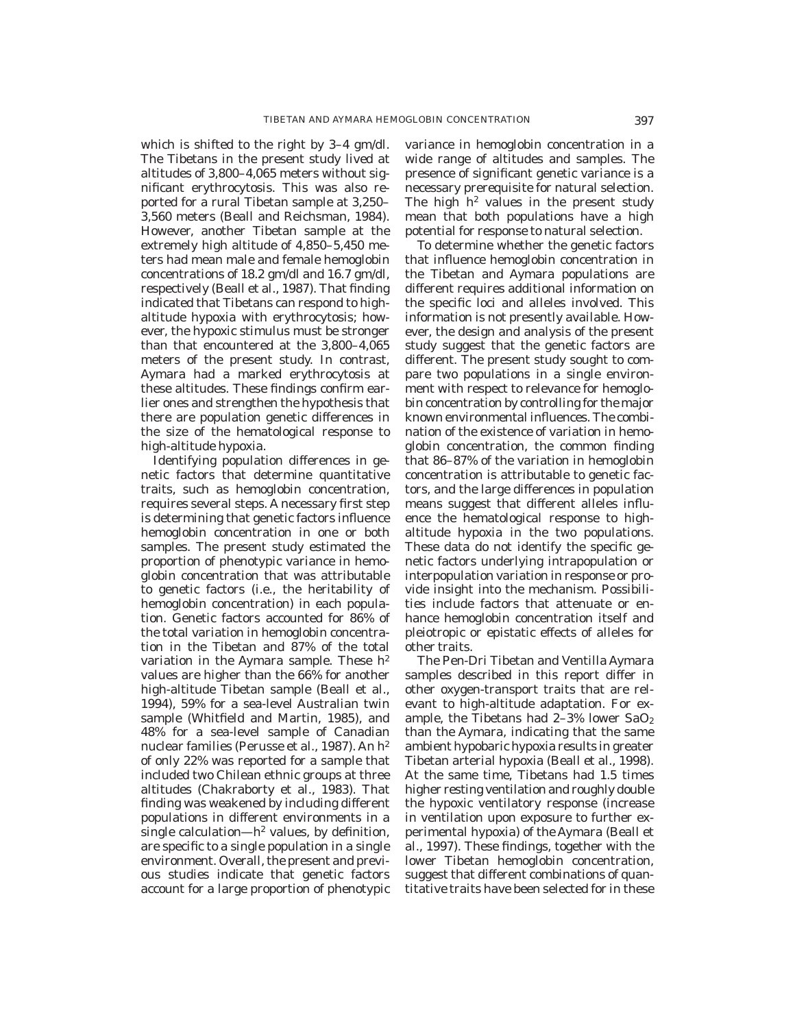which is shifted to the right by 3–4 gm/dl. The Tibetans in the present study lived at altitudes of 3,800–4,065 meters without significant erythrocytosis. This was also reported for a rural Tibetan sample at 3,250–3,560 meters (Beall and Reichsman, 1984). However, another Tibetan sample at the extremely high altitude of 4,850–5,450 meters had mean male and female hemoglobin concentrations of 18.2 gm/dl and 16.7 gm/dl, respectively (Beall et al., 1987). That finding indicated that Tibetans can respond to high-altitude hypoxia with erythrocytosis; however, the hypoxic stimulus must be stronger than that encountered at the 3,800–4,065 meters of the present study. In contrast, Aymara had a marked erythrocytosis at these altitudes. These findings confirm earlier ones and strengthen the hypothesis that there are population genetic differences in the size of the hematological response to high-altitude hypoxia.

Identifying population differences in genetic factors that determine quantitative traits, such as hemoglobin concentration, requires several steps. A necessary first step is determining that genetic factors influence hemoglobin concentration in one or both samples. The present study estimated the proportion of phenotypic variance in hemoglobin concentration that was attributable to genetic factors (i.e., the heritability of hemoglobin concentration) in each population. Genetic factors accounted for 86% of the total variation in hemoglobin concentration in the Tibetan and 87% of the total variation in the Aymara sample. These $h^2$ values are higher than the 66% for another high-altitude Tibetan sample (Beall et al., 1994), 59% for a sea-level Australian twin sample (Whitfield and Martin, 1985), and 48% for a sea-level sample of Canadian nuclear families (Perusse et al., 1987). An $h^2$ of only 22% was reported for a sample that included two Chilean ethnic groups at three altitudes (Chakraborty et al., 1983). That finding was weakened by including different populations in different environments in a single calculation—$h^2$ values, by definition, are specific to a single population in a single environment. Overall, the present and previous studies indicate that genetic factors account for a large proportion of phenotypic variance in hemoglobin concentration in a wide range of altitudes and samples. The presence of significant genetic variance is a necessary prerequisite for natural selection. The high $h^2$ values in the present study mean that both populations have a high potential for response to natural selection.

To determine whether the genetic factors that influence hemoglobin concentration in the Tibetan and Aymara populations are different requires additional information on the specific loci and alleles involved. This information is not presently available. However, the design and analysis of the present study suggest that the genetic factors are different. The present study sought to compare two populations in a single environment with respect to relevance for hemoglobin concentration by controlling for the major known environmental influences. The combination of the existence of variation in hemoglobin concentration, the common finding that 86–87% of the variation in hemoglobin concentration is attributable to genetic factors, and the large differences in population means suggest that different alleles influence the hematological response to high-altitude hypoxia in the two populations. These data do not identify the specific genetic factors underlying intrapopulation or interpopulation variation in response or provide insight into the mechanism. Possibilities include factors that attenuate or enhance hemoglobin concentration itself and pleiotropic or epistatic effects of alleles for other traits.

The Pen-Dri Tibetan and Ventilla Aymara samples described in this report differ in other oxygen-transport traits that are relevant to high-altitude adaptation. For example, the Tibetans had 2–3% lower $SaO_2$ than the Aymara, indicating that the same ambient hypobaric hypoxia results in greater Tibetan arterial hypoxia (Beall et al., 1998). At the same time, Tibetans had 1.5 times higher resting ventilation and roughly double the hypoxic ventilatory response (increase in ventilation upon exposure to further experimental hypoxia) of the Aymara (Beall et al., 1997). These findings, together with the lower Tibetan hemoglobin concentration, suggest that different combinations of quantitative traits have been selected for in these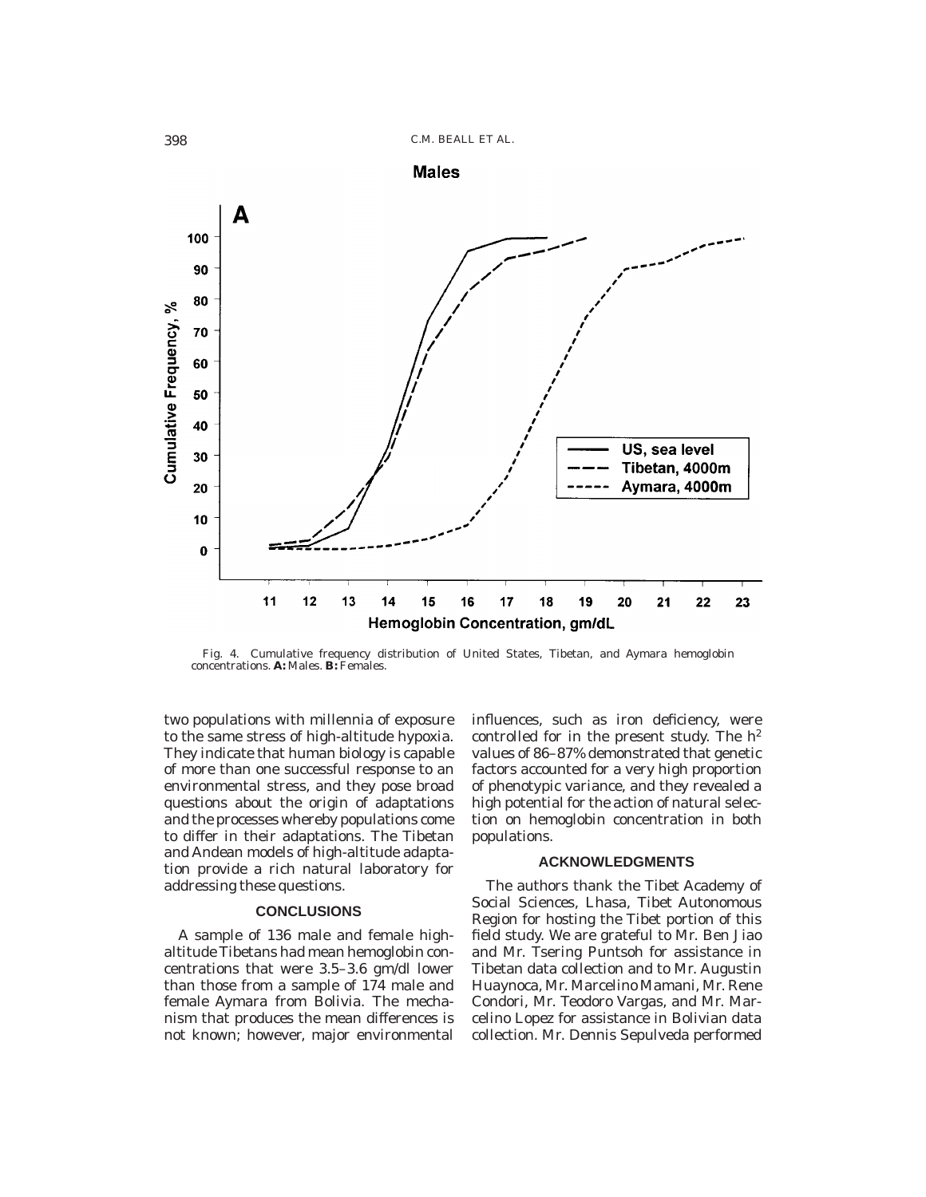Fig. 4. Cumulative frequency distribution of United States, Tibetan, and Aymara hemoglobin concentrations. **A:** Males. **B:** Females.

two populations with millennia of exposure to the same stress of high-altitude hypoxia. They indicate that human biology is capable of more than one successful response to an environmental stress, and they pose broad questions about the origin of adaptations and the processes whereby populations come to differ in their adaptations. The Tibetan and Andean models of high-altitude adaptation provide a rich natural laboratory for addressing these questions.

## CONCLUSIONS

A sample of 136 male and female high-altitude Tibetans had mean hemoglobin concentrations that were 3.5–3.6 gm/dl lower than those from a sample of 174 male and female Aymara from Bolivia. The mechanism that produces the mean differences is not known; however, major environmental influences, such as iron deficiency, were controlled for in the present study. The $h^2$ values of 86–87% demonstrated that genetic factors accounted for a very high proportion of phenotypic variance, and they revealed a high potential for the action of natural selection on hemoglobin concentration in both populations.

## ACKNOWLEDGMENTS

The authors thank the Tibet Academy of Social Sciences, Lhasa, Tibet Autonomous Region for hosting the Tibet portion of this field study. We are grateful to Mr. Ben Jiao and Mr. Tsering Puntsoh for assistance in Tibetan data collection and to Mr. Augustin Huaynoca, Mr. Marcelino Mamani, Mr. Rene Condori, Mr. Teodoro Vargas, and Mr. Marcelino Lopez for assistance in Bolivian data collection. Mr. Dennis Sepulveda performed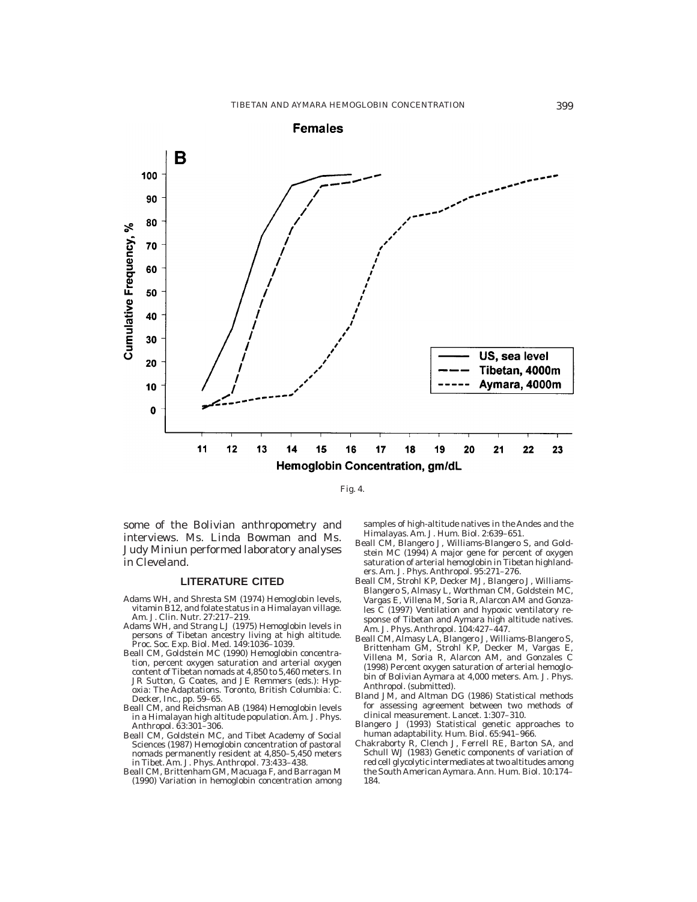Fig. 4.

some of the Bolivian anthropometry and interviews. Ms. Linda Bowman and Ms. Judy Miniun performed laboratory analyses in Cleveland.

## LITERATURE CITED

Adams WH, and Shresta SM (1974) Hemoglobin levels, vitamin B12, and folate status in a Himalayan village. Am. J. Clin. Nutr. 27:217–219.

Adams WH, and Strang LJ (1975) Hemoglobin levels in persons of Tibetan ancestry living at high altitude. Proc. Soc. Exp. Biol. Med. 149:1036–1039.

Beall CM, Goldstein MC (1990) Hemoglobin concentration, percent oxygen saturation and arterial oxygen content of Tibetan nomads at 4,850 to 5,460 meters. In JR Sutton, G Coates, and JE Remmers (eds.): Hypoxia: The Adaptations. Toronto, British Columbia: C. Decker, Inc., pp. 59–65.

Beall CM, and Reichsman AB (1984) Hemoglobin levels in a Himalayan high altitude population. Am. J. Phys. Anthropol. 63:301–306.

Beall CM, Goldstein MC, and Tibet Academy of Social Sciences (1987) Hemoglobin concentration of pastoral nomads permanently resident at 4,850–5,450 meters in Tibet. Am. J. Phys. Anthropol. 73:433–438.

Beall CM, Brittenham GM, Macuaga F, and Barragan M (1990) Variation in hemoglobin concentration among samples of high-altitude natives in the Andes and the Himalayas. Am. J. Hum. Biol. 2:639–651.

Beall CM, Blangero J, Williams-Blangero S, and Goldstein MC (1994) A major gene for percent of oxygen saturation of arterial hemoglobin in Tibetan highlanders. Am. J. Phys. Anthropol. 95:271–276.

Beall CM, Strohl KP, Decker MJ, Blangero J, Williams-Blangero S, Almasy L, Worthman CM, Goldstein MC, Vargas E, Villena M, Soria R, Alarcon AM and Gonzales C (1997) Ventilation and hypoxic ventilatory response of Tibetan and Aymara high altitude natives. Am. J. Phys. Anthropol. 104:427–447.

Beall CM, Almasy LA, Blangero J, Williams-Blangero S, Brittenham GM, Strohl KP, Decker M, Vargas E, Villena M, Soria R, Alarcon AM, and Gonzales C (1998) Percent oxygen saturation of arterial hemoglobin of Bolivian Aymara at 4,000 meters. Am. J. Phys. Anthropol. (submitted).

Bland JM, and Altman DG (1986) Statistical methods for assessing agreement between two methods of clinical measurement. Lancet. 1:307–310.

Blangero J (1993) Statistical genetic approaches to human adaptability. Hum. Biol. 65:941–966.

Chakraborty R, Clench J, Ferrell RE, Barton SA, and Schull WJ (1983) Genetic components of variation of red cell glycolytic intermediates at two altitudes among the South American Aymara. Ann. Hum. Biol. 10:174–184.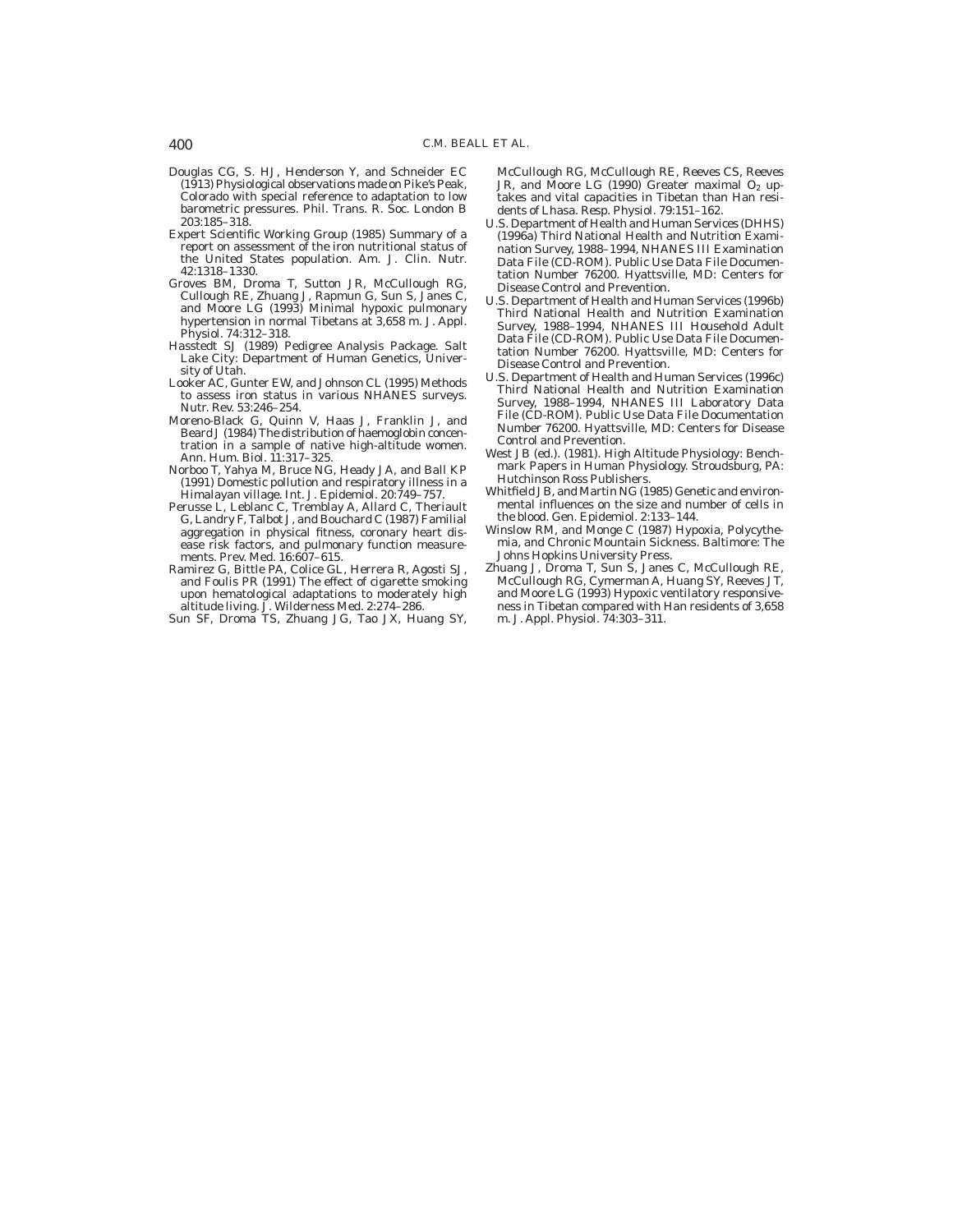Douglas CG, S. HJ, Henderson Y, and Schneider EC (1913) Physiological observations made on Pike's Peak, Colorado with special reference to adaptation to low barometric pressures. Phil. Trans. R. Soc. London B 203:185–318.

Expert Scientific Working Group (1985) Summary of a report on assessment of the iron nutritional status of the United States population. Am. J. Clin. Nutr. 42:1318–1330.

Groves BM, Droma T, Sutton JR, McCullough RG, Cullough RE, Zhuang J, Rapmun G, Sun S, Janes C, and Moore LG (1993) Minimal hypoxic pulmonary hypertension in normal Tibetans at 3,658 m. J. Appl. Physiol. 74:312–318.

Hasstedt SJ (1989) Pedigree Analysis Package. Salt Lake City: Department of Human Genetics, University of Utah.

Looker AC, Gunter EW, and Johnson CL (1995) Methods to assess iron status in various NHANES surveys. Nutr. Rev. 53:246–254.

Moreno-Black G, Quinn V, Haas J, Franklin J, and Beard J (1984) The distribution of haemoglobin concentration in a sample of native high-altitude women. Ann. Hum. Biol. 11:317–325.

Norboo T, Yahya M, Bruce NG, Heady JA, and Ball KP (1991) Domestic pollution and respiratory illness in a Himalayan village. Int. J. Epidemiol. 20:749–757.

Perusse L, Leblanc C, Tremblay A, Allard C, Theriault G, Landry F, Talbot J, and Bouchard C (1987) Familial aggregation in physical fitness, coronary heart disease risk factors, and pulmonary function measurements. Prev. Med. 16:607–615.

Ramirez G, Bittle PA, Colice GL, Herrera R, Agosti SJ, and Foulis PR (1991) The effect of cigarette smoking upon hematological adaptations to moderately high altitude living. J. Wilderness Med. 2:274–286.

Sun SF, Droma TS, Zhuang JG, Tao JX, Huang SY, McCullough RG, McCullough RE, Reeves CS, Reeves JR, and Moore LG (1990) Greater maximal $O_2$ uptakes and vital capacities in Tibetan than Han residents of Lhasa. Resp. Physiol. 79:151–162.

U.S. Department of Health and Human Services (DHHS) (1996a) Third National Health and Nutrition Examination Survey, 1988–1994, NHANES III Examination Data File (CD-ROM). Public Use Data File Documentation Number 76200. Hyattsville, MD: Centers for Disease Control and Prevention.

U.S. Department of Health and Human Services (1996b) Third National Health and Nutrition Examination Survey, 1988–1994, NHANES III Household Adult Data File (CD-ROM). Public Use Data File Documentation Number 76200. Hyattsville, MD: Centers for Disease Control and Prevention.

U.S. Department of Health and Human Services (1996c) Third National Health and Nutrition Examination Survey, 1988–1994, NHANES III Laboratory Data File (CD-ROM). Public Use Data File Documentation Number 76200. Hyattsville, MD: Centers for Disease Control and Prevention.

West JB (ed.). (1981). High Altitude Physiology: Benchmark Papers in Human Physiology. Stroudsburg, PA: Hutchinson Ross Publishers.

Whitfield JB, and Martin NG (1985) Genetic and environmental influences on the size and number of cells in the blood. Gen. Epidemiol. 2:133–144.

Winslow RM, and Monge C (1987) Hypoxia, Polycythemia, and Chronic Mountain Sickness. Baltimore: The Johns Hopkins University Press.

Zhuang J, Droma T, Sun S, Janes C, McCullough RE, McCullough RG, Cymerman A, Huang SY, Reeves JT, and Moore LG (1993) Hypoxic ventilatory responsiveness in Tibetan compared with Han residents of 3,658 m. J. Appl. Physiol. 74:303–311.